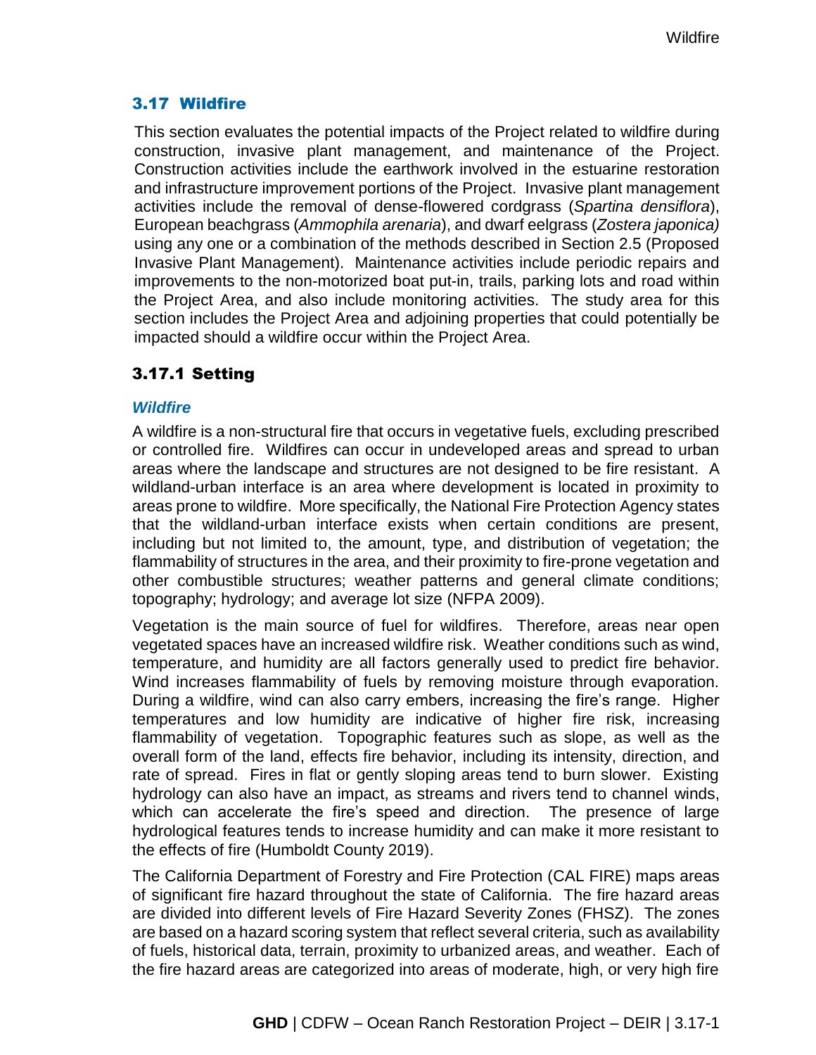## 3.17 Wildfire

This section evaluates the potential impacts of the Project related to wildfire during construction, invasive plant management, and maintenance of the Project. Construction activities include the earthwork involved in the estuarine restoration and infrastructure improvement portions of the Project. Invasive plant management activities include the removal of dense-flowered cordgrass (*Spartina densiflora*), European beachgrass (*Ammophila arenaria*), and dwarf eelgrass (*Zostera japonica)* using any one or a combination of the methods described in Section 2.5 (Proposed Invasive Plant Management). Maintenance activities include periodic repairs and improvements to the non-motorized boat put-in, trails, parking lots and road within the Project Area, and also include monitoring activities. The study area for this section includes the Project Area and adjoining properties that could potentially be impacted should a wildfire occur within the Project Area.

### 3.17.1 Setting

#### *Wildfire*

A wildfire is a non-structural fire that occurs in vegetative fuels, excluding prescribed or controlled fire. Wildfires can occur in undeveloped areas and spread to urban areas where the landscape and structures are not designed to be fire resistant. A wildland-urban interface is an area where development is located in proximity to areas prone to wildfire. More specifically, the National Fire Protection Agency states that the wildland-urban interface exists when certain conditions are present, including but not limited to, the amount, type, and distribution of vegetation; the flammability of structures in the area, and their proximity to fire-prone vegetation and other combustible structures; weather patterns and general climate conditions; topography; hydrology; and average lot size (NFPA 2009).

Vegetation is the main source of fuel for wildfires. Therefore, areas near open vegetated spaces have an increased wildfire risk. Weather conditions such as wind, temperature, and humidity are all factors generally used to predict fire behavior. Wind increases flammability of fuels by removing moisture through evaporation. During a wildfire, wind can also carry embers, increasing the fire's range. Higher temperatures and low humidity are indicative of higher fire risk, increasing flammability of vegetation. Topographic features such as slope, as well as the overall form of the land, effects fire behavior, including its intensity, direction, and rate of spread. Fires in flat or gently sloping areas tend to burn slower. Existing hydrology can also have an impact, as streams and rivers tend to channel winds, which can accelerate the fire's speed and direction. The presence of large hydrological features tends to increase humidity and can make it more resistant to the effects of fire (Humboldt County 2019).

The California Department of Forestry and Fire Protection (CAL FIRE) maps areas of significant fire hazard throughout the state of California. The fire hazard areas are divided into different levels of Fire Hazard Severity Zones (FHSZ). The zones are based on a hazard scoring system that reflect several criteria, such as availability of fuels, historical data, terrain, proximity to urbanized areas, and weather. Each of the fire hazard areas are categorized into areas of moderate, high, or very high fire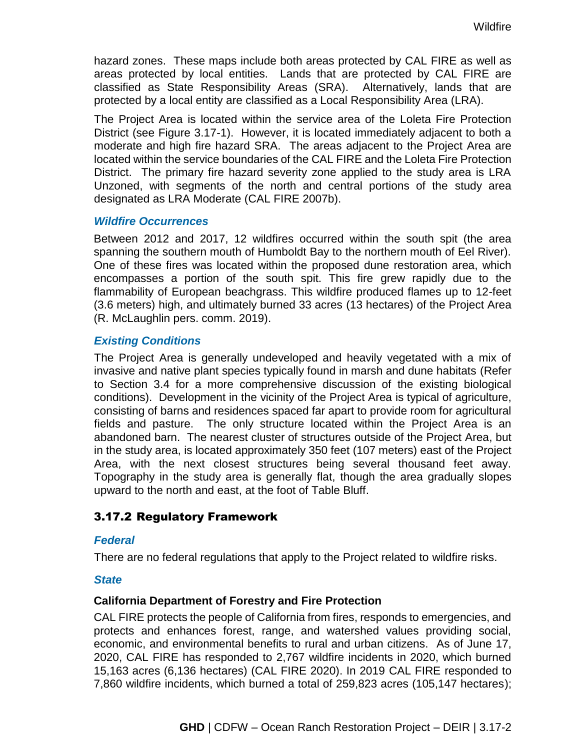hazard zones. These maps include both areas protected by CAL FIRE as well as areas protected by local entities. Lands that are protected by CAL FIRE are classified as State Responsibility Areas (SRA). Alternatively, lands that are protected by a local entity are classified as a Local Responsibility Area (LRA).

The Project Area is located within the service area of the Loleta Fire Protection District (see Figure 3.17-1). However, it is located immediately adjacent to both a moderate and high fire hazard SRA. The areas adjacent to the Project Area are located within the service boundaries of the CAL FIRE and the Loleta Fire Protection District. The primary fire hazard severity zone applied to the study area is LRA Unzoned, with segments of the north and central portions of the study area designated as LRA Moderate (CAL FIRE 2007b).

### *Wildfire Occurrences*

Between 2012 and 2017, 12 wildfires occurred within the south spit (the area spanning the southern mouth of Humboldt Bay to the northern mouth of Eel River). One of these fires was located within the proposed dune restoration area, which encompasses a portion of the south spit. This fire grew rapidly due to the flammability of European beachgrass. This wildfire produced flames up to 12-feet (3.6 meters) high, and ultimately burned 33 acres (13 hectares) of the Project Area (R. McLaughlin pers. comm. 2019).

### *Existing Conditions*

The Project Area is generally undeveloped and heavily vegetated with a mix of invasive and native plant species typically found in marsh and dune habitats (Refer to Section 3.4 for a more comprehensive discussion of the existing biological conditions). Development in the vicinity of the Project Area is typical of agriculture, consisting of barns and residences spaced far apart to provide room for agricultural fields and pasture. The only structure located within the Project Area is an abandoned barn. The nearest cluster of structures outside of the Project Area, but in the study area, is located approximately 350 feet (107 meters) east of the Project Area, with the next closest structures being several thousand feet away. Topography in the study area is generally flat, though the area gradually slopes upward to the north and east, at the foot of Table Bluff.

## 3.17.2 Regulatory Framework

### *Federal*

There are no federal regulations that apply to the Project related to wildfire risks.

### *State*

#### **California Department of Forestry and Fire Protection**

CAL FIRE protects the people of California from fires, responds to emergencies, and protects and enhances forest, range, and watershed values providing social, economic, and environmental benefits to rural and urban citizens. As of June 17, 2020, CAL FIRE has responded to 2,767 wildfire incidents in 2020, which burned 15,163 acres (6,136 hectares) (CAL FIRE 2020). In 2019 CAL FIRE responded to 7,860 wildfire incidents, which burned a total of 259,823 acres (105,147 hectares);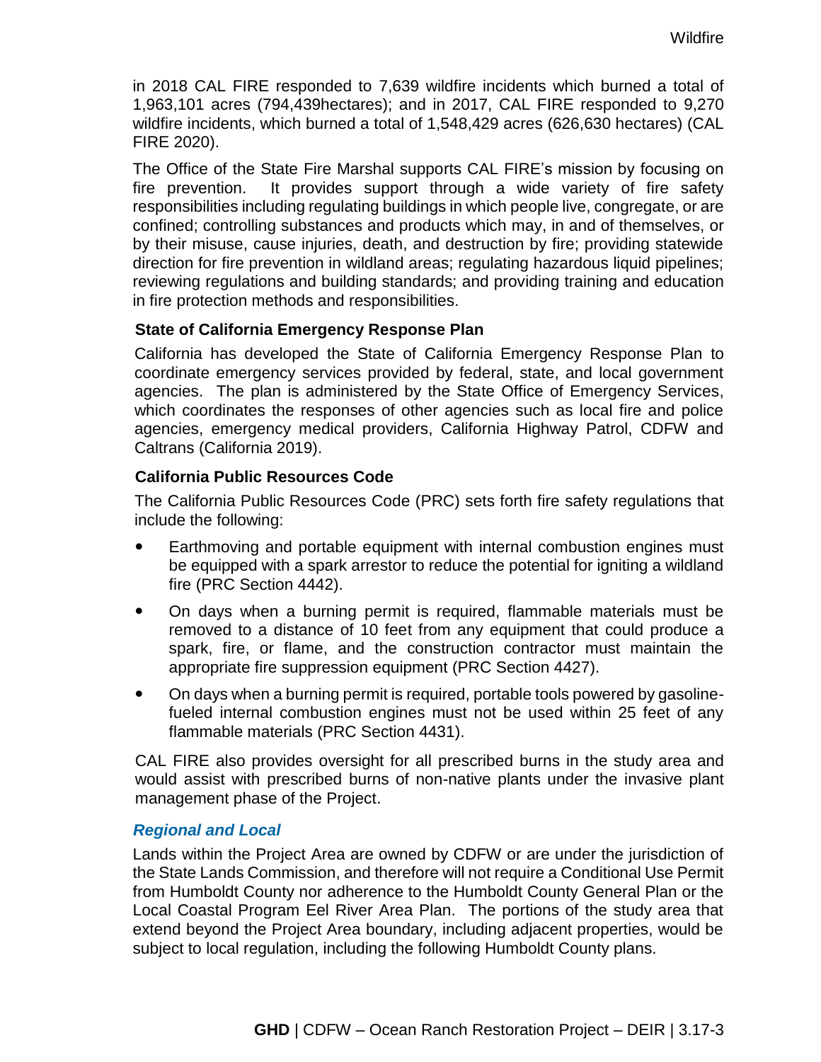in 2018 CAL FIRE responded to 7,639 wildfire incidents which burned a total of 1,963,101 acres (794,439hectares); and in 2017, CAL FIRE responded to 9,270 wildfire incidents, which burned a total of 1,548,429 acres (626,630 hectares) (CAL FIRE 2020).

The Office of the State Fire Marshal supports CAL FIRE's mission by focusing on fire prevention. It provides support through a wide variety of fire safety responsibilities including regulating buildings in which people live, congregate, or are confined; controlling substances and products which may, in and of themselves, or by their misuse, cause injuries, death, and destruction by fire; providing statewide direction for fire prevention in wildland areas; regulating hazardous liquid pipelines; reviewing regulations and building standards; and providing training and education in fire protection methods and responsibilities.

**State of California Emergency Response Plan**

California has developed the State of California Emergency Response Plan to coordinate emergency services provided by federal, state, and local government agencies. The plan is administered by the State Office of Emergency Services, which coordinates the responses of other agencies such as local fire and police agencies, emergency medical providers, California Highway Patrol, CDFW and Caltrans (California 2019).

**California Public Resources Code**

The California Public Resources Code (PRC) sets forth fire safety regulations that include the following:

- Earthmoving and portable equipment with internal combustion engines must be equipped with a spark arrestor to reduce the potential for igniting a wildland fire (PRC Section 4442).
- On days when a burning permit is required, flammable materials must be removed to a distance of 10 feet from any equipment that could produce a spark, fire, or flame, and the construction contractor must maintain the appropriate fire suppression equipment (PRC Section 4427).
- On days when a burning permit is required, portable tools powered by gasoline-fueled internal combustion engines must not be used within 25 feet of any flammable materials (PRC Section 4431).

CAL FIRE also provides oversight for all prescribed burns in the study area and would assist with prescribed burns of non-native plants under the invasive plant management phase of the Project.

***Regional and Local***

Lands within the Project Area are owned by CDFW or are under the jurisdiction of the State Lands Commission, and therefore will not require a Conditional Use Permit from Humboldt County nor adherence to the Humboldt County General Plan or the Local Coastal Program Eel River Area Plan. The portions of the study area that extend beyond the Project Area boundary, including adjacent properties, would be subject to local regulation, including the following Humboldt County plans.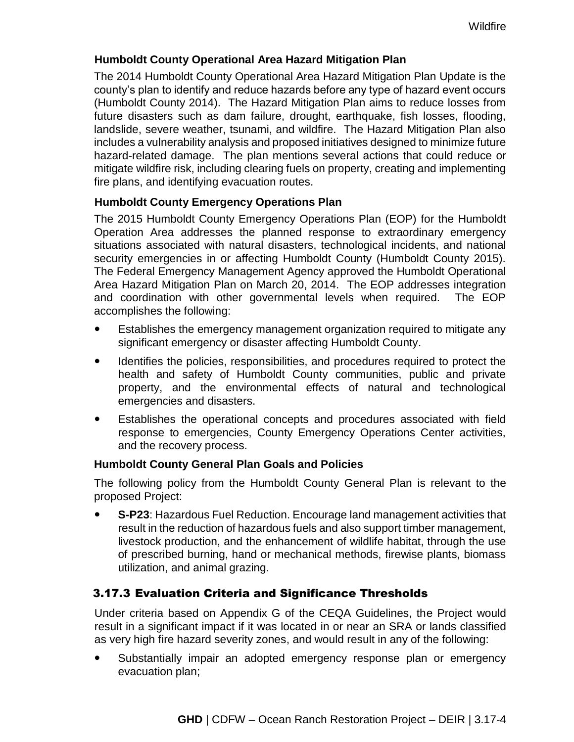### Humboldt County Operational Area Hazard Mitigation Plan

The 2014 Humboldt County Operational Area Hazard Mitigation Plan Update is the county's plan to identify and reduce hazards before any type of hazard event occurs (Humboldt County 2014). The Hazard Mitigation Plan aims to reduce losses from future disasters such as dam failure, drought, earthquake, fish losses, flooding, landslide, severe weather, tsunami, and wildfire. The Hazard Mitigation Plan also includes a vulnerability analysis and proposed initiatives designed to minimize future hazard-related damage. The plan mentions several actions that could reduce or mitigate wildfire risk, including clearing fuels on property, creating and implementing fire plans, and identifying evacuation routes.

### Humboldt County Emergency Operations Plan

The 2015 Humboldt County Emergency Operations Plan (EOP) for the Humboldt Operation Area addresses the planned response to extraordinary emergency situations associated with natural disasters, technological incidents, and national security emergencies in or affecting Humboldt County (Humboldt County 2015). The Federal Emergency Management Agency approved the Humboldt Operational Area Hazard Mitigation Plan on March 20, 2014. The EOP addresses integration and coordination with other governmental levels when required. The EOP accomplishes the following:

- Establishes the emergency management organization required to mitigate any significant emergency or disaster affecting Humboldt County.
- Identifies the policies, responsibilities, and procedures required to protect the health and safety of Humboldt County communities, public and private property, and the environmental effects of natural and technological emergencies and disasters.
- Establishes the operational concepts and procedures associated with field response to emergencies, County Emergency Operations Center activities, and the recovery process.

### Humboldt County General Plan Goals and Policies

The following policy from the Humboldt County General Plan is relevant to the proposed Project:

- **S-P23**: Hazardous Fuel Reduction. Encourage land management activities that result in the reduction of hazardous fuels and also support timber management, livestock production, and the enhancement of wildlife habitat, through the use of prescribed burning, hand or mechanical methods, firewise plants, biomass utilization, and animal grazing.

## 3.17.3 Evaluation Criteria and Significance Thresholds

Under criteria based on Appendix G of the CEQA Guidelines, the Project would result in a significant impact if it was located in or near an SRA or lands classified as very high fire hazard severity zones, and would result in any of the following:

- Substantially impair an adopted emergency response plan or emergency evacuation plan;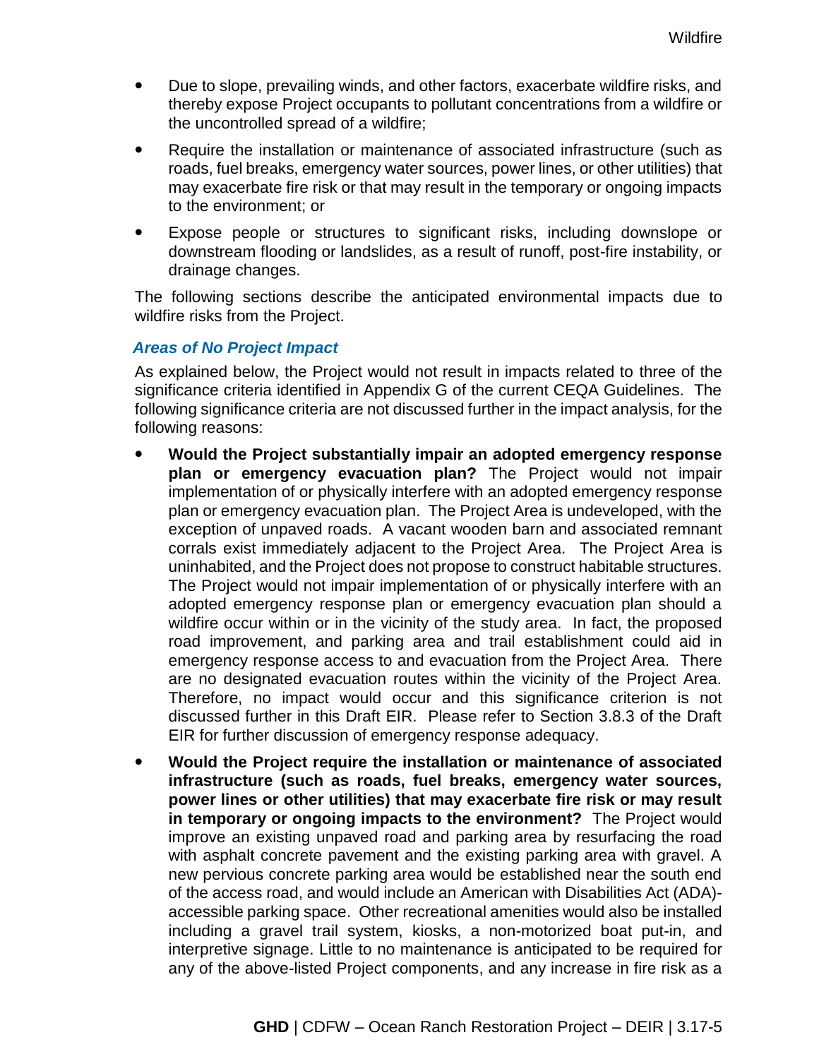- Due to slope, prevailing winds, and other factors, exacerbate wildfire risks, and thereby expose Project occupants to pollutant concentrations from a wildfire or the uncontrolled spread of a wildfire;
- Require the installation or maintenance of associated infrastructure (such as roads, fuel breaks, emergency water sources, power lines, or other utilities) that may exacerbate fire risk or that may result in the temporary or ongoing impacts to the environment; or
- Expose people or structures to significant risks, including downslope or downstream flooding or landslides, as a result of runoff, post-fire instability, or drainage changes.

The following sections describe the anticipated environmental impacts due to wildfire risks from the Project.

#### *Areas of No Project Impact*

As explained below, the Project would not result in impacts related to three of the significance criteria identified in Appendix G of the current CEQA Guidelines. The following significance criteria are not discussed further in the impact analysis, for the following reasons:

- **Would the Project substantially impair an adopted emergency response plan or emergency evacuation plan?** The Project would not impair implementation of or physically interfere with an adopted emergency response plan or emergency evacuation plan. The Project Area is undeveloped, with the exception of unpaved roads. A vacant wooden barn and associated remnant corrals exist immediately adjacent to the Project Area. The Project Area is uninhabited, and the Project does not propose to construct habitable structures. The Project would not impair implementation of or physically interfere with an adopted emergency response plan or emergency evacuation plan should a wildfire occur within or in the vicinity of the study area. In fact, the proposed road improvement, and parking area and trail establishment could aid in emergency response access to and evacuation from the Project Area. There are no designated evacuation routes within the vicinity of the Project Area. Therefore, no impact would occur and this significance criterion is not discussed further in this Draft EIR. Please refer to Section 3.8.3 of the Draft EIR for further discussion of emergency response adequacy.
- **Would the Project require the installation or maintenance of associated infrastructure (such as roads, fuel breaks, emergency water sources, power lines or other utilities) that may exacerbate fire risk or may result in temporary or ongoing impacts to the environment?** The Project would improve an existing unpaved road and parking area by resurfacing the road with asphalt concrete pavement and the existing parking area with gravel. A new pervious concrete parking area would be established near the south end of the access road, and would include an American with Disabilities Act (ADA)-accessible parking space. Other recreational amenities would also be installed including a gravel trail system, kiosks, a non-motorized boat put-in, and interpretive signage. Little to no maintenance is anticipated to be required for any of the above-listed Project components, and any increase in fire risk as a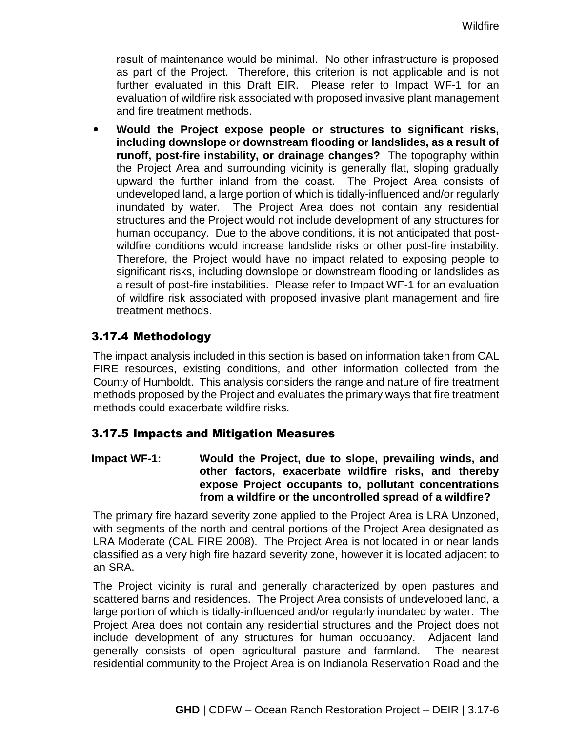result of maintenance would be minimal. No other infrastructure is proposed as part of the Project. Therefore, this criterion is not applicable and is not further evaluated in this Draft EIR. Please refer to Impact WF-1 for an evaluation of wildfire risk associated with proposed invasive plant management and fire treatment methods.

- **Would the Project expose people or structures to significant risks, including downslope or downstream flooding or landslides, as a result of runoff, post-fire instability, or drainage changes?** The topography within the Project Area and surrounding vicinity is generally flat, sloping gradually upward the further inland from the coast. The Project Area consists of undeveloped land, a large portion of which is tidally-influenced and/or regularly inundated by water. The Project Area does not contain any residential structures and the Project would not include development of any structures for human occupancy. Due to the above conditions, it is not anticipated that post-wildfire conditions would increase landslide risks or other post-fire instability. Therefore, the Project would have no impact related to exposing people to significant risks, including downslope or downstream flooding or landslides as a result of post-fire instabilities. Please refer to Impact WF-1 for an evaluation of wildfire risk associated with proposed invasive plant management and fire treatment methods.

### 3.17.4 Methodology

The impact analysis included in this section is based on information taken from CAL FIRE resources, existing conditions, and other information collected from the County of Humboldt. This analysis considers the range and nature of fire treatment methods proposed by the Project and evaluates the primary ways that fire treatment methods could exacerbate wildfire risks.

### 3.17.5 Impacts and Mitigation Measures

**Impact WF-1: Would the Project, due to slope, prevailing winds, and other factors, exacerbate wildfire risks, and thereby expose Project occupants to, pollutant concentrations from a wildfire or the uncontrolled spread of a wildfire?**

The primary fire hazard severity zone applied to the Project Area is LRA Unzoned, with segments of the north and central portions of the Project Area designated as LRA Moderate (CAL FIRE 2008). The Project Area is not located in or near lands classified as a very high fire hazard severity zone, however it is located adjacent to an SRA.

The Project vicinity is rural and generally characterized by open pastures and scattered barns and residences. The Project Area consists of undeveloped land, a large portion of which is tidally-influenced and/or regularly inundated by water. The Project Area does not contain any residential structures and the Project does not include development of any structures for human occupancy. Adjacent land generally consists of open agricultural pasture and farmland. The nearest residential community to the Project Area is on Indianola Reservation Road and the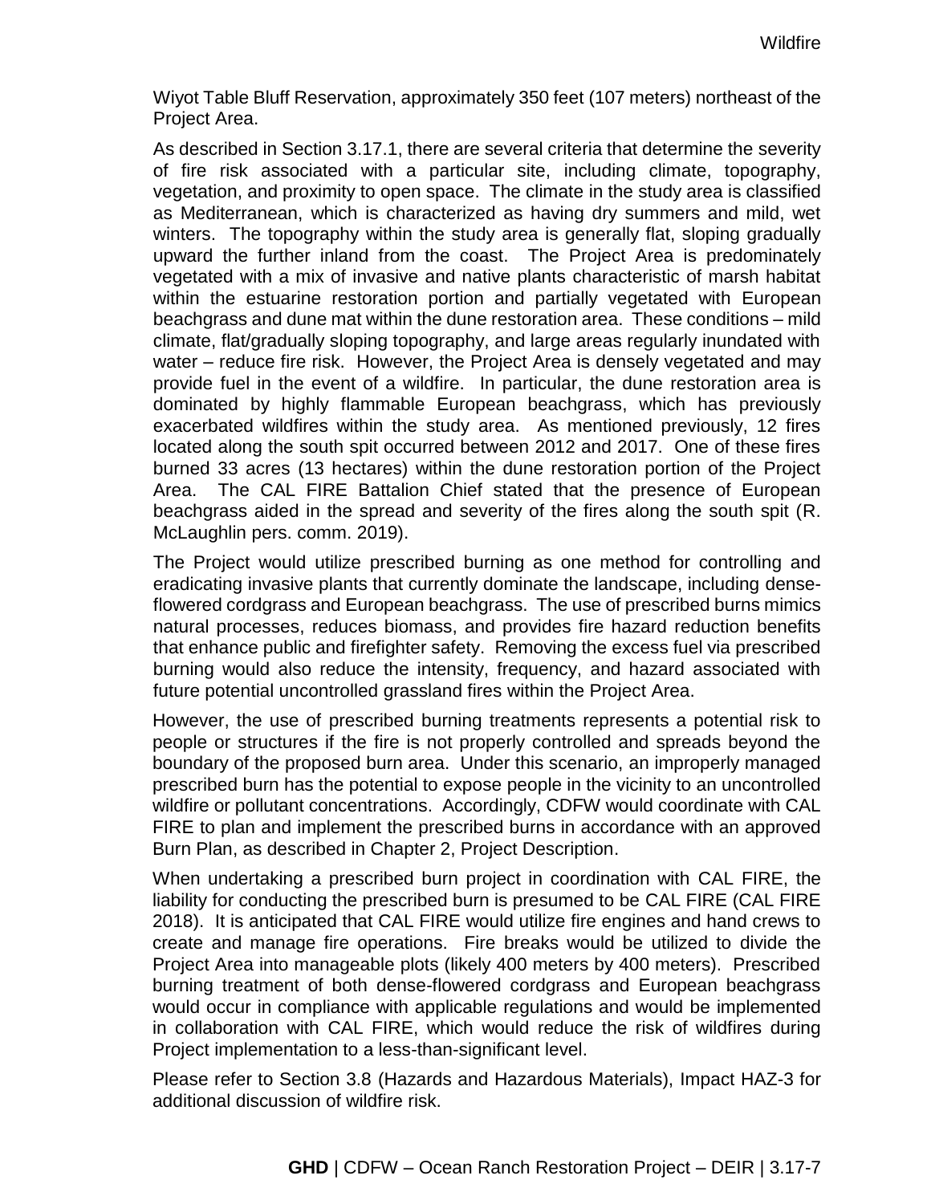Wiyot Table Bluff Reservation, approximately 350 feet (107 meters) northeast of the Project Area.

As described in Section 3.17.1, there are several criteria that determine the severity of fire risk associated with a particular site, including climate, topography, vegetation, and proximity to open space. The climate in the study area is classified as Mediterranean, which is characterized as having dry summers and mild, wet winters. The topography within the study area is generally flat, sloping gradually upward the further inland from the coast. The Project Area is predominately vegetated with a mix of invasive and native plants characteristic of marsh habitat within the estuarine restoration portion and partially vegetated with European beachgrass and dune mat within the dune restoration area. These conditions – mild climate, flat/gradually sloping topography, and large areas regularly inundated with water – reduce fire risk. However, the Project Area is densely vegetated and may provide fuel in the event of a wildfire. In particular, the dune restoration area is dominated by highly flammable European beachgrass, which has previously exacerbated wildfires within the study area. As mentioned previously, 12 fires located along the south spit occurred between 2012 and 2017. One of these fires burned 33 acres (13 hectares) within the dune restoration portion of the Project Area. The CAL FIRE Battalion Chief stated that the presence of European beachgrass aided in the spread and severity of the fires along the south spit (R. McLaughlin pers. comm. 2019).

The Project would utilize prescribed burning as one method for controlling and eradicating invasive plants that currently dominate the landscape, including dense-flowered cordgrass and European beachgrass. The use of prescribed burns mimics natural processes, reduces biomass, and provides fire hazard reduction benefits that enhance public and firefighter safety. Removing the excess fuel via prescribed burning would also reduce the intensity, frequency, and hazard associated with future potential uncontrolled grassland fires within the Project Area.

However, the use of prescribed burning treatments represents a potential risk to people or structures if the fire is not properly controlled and spreads beyond the boundary of the proposed burn area. Under this scenario, an improperly managed prescribed burn has the potential to expose people in the vicinity to an uncontrolled wildfire or pollutant concentrations. Accordingly, CDFW would coordinate with CAL FIRE to plan and implement the prescribed burns in accordance with an approved Burn Plan, as described in Chapter 2, Project Description.

When undertaking a prescribed burn project in coordination with CAL FIRE, the liability for conducting the prescribed burn is presumed to be CAL FIRE (CAL FIRE 2018). It is anticipated that CAL FIRE would utilize fire engines and hand crews to create and manage fire operations. Fire breaks would be utilized to divide the Project Area into manageable plots (likely 400 meters by 400 meters). Prescribed burning treatment of both dense-flowered cordgrass and European beachgrass would occur in compliance with applicable regulations and would be implemented in collaboration with CAL FIRE, which would reduce the risk of wildfires during Project implementation to a less-than-significant level.

Please refer to Section 3.8 (Hazards and Hazardous Materials), Impact HAZ-3 for additional discussion of wildfire risk.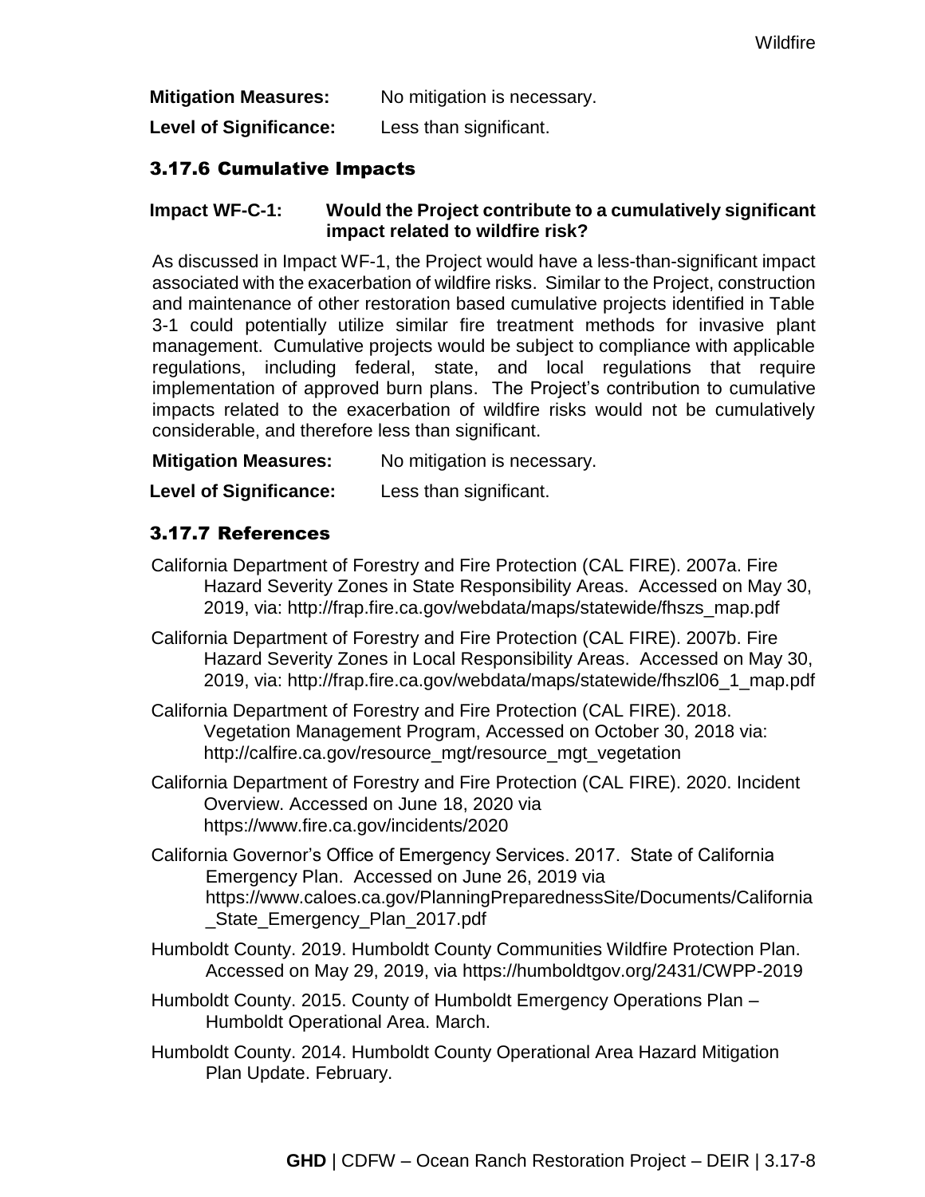**Mitigation Measures:** No mitigation is necessary.

**Level of Significance:** Less than significant.

## 3.17.6 Cumulative Impacts

**Impact WF-C-1: Would the Project contribute to a cumulatively significant impact related to wildfire risk?**

As discussed in Impact WF-1, the Project would have a less-than-significant impact associated with the exacerbation of wildfire risks. Similar to the Project, construction and maintenance of other restoration based cumulative projects identified in Table 3-1 could potentially utilize similar fire treatment methods for invasive plant management. Cumulative projects would be subject to compliance with applicable regulations, including federal, state, and local regulations that require implementation of approved burn plans. The Project's contribution to cumulative impacts related to the exacerbation of wildfire risks would not be cumulatively considerable, and therefore less than significant.

**Mitigation Measures:** No mitigation is necessary.

**Level of Significance:** Less than significant.

## 3.17.7 References

California Department of Forestry and Fire Protection (CAL FIRE). 2007a. Fire Hazard Severity Zones in State Responsibility Areas. Accessed on May 30, 2019, via: http://frap.fire.ca.gov/webdata/maps/statewide/fhszs_map.pdf

California Department of Forestry and Fire Protection (CAL FIRE). 2007b. Fire Hazard Severity Zones in Local Responsibility Areas. Accessed on May 30, 2019, via: http://frap.fire.ca.gov/webdata/maps/statewide/fhszl06_1_map.pdf

California Department of Forestry and Fire Protection (CAL FIRE). 2018. Vegetation Management Program, Accessed on October 30, 2018 via: http://calfire.ca.gov/resource_mgt/resource_mgt_vegetation

California Department of Forestry and Fire Protection (CAL FIRE). 2020. Incident Overview. Accessed on June 18, 2020 via https://www.fire.ca.gov/incidents/2020

California Governor's Office of Emergency Services. 2017. State of California Emergency Plan. Accessed on June 26, 2019 via https://www.caloes.ca.gov/PlanningPreparednessSite/Documents/California_State_Emergency_Plan_2017.pdf

Humboldt County. 2019. Humboldt County Communities Wildfire Protection Plan. Accessed on May 29, 2019, via https://humboldtgov.org/2431/CWPP-2019

Humboldt County. 2015. County of Humboldt Emergency Operations Plan – Humboldt Operational Area. March.

Humboldt County. 2014. Humboldt County Operational Area Hazard Mitigation Plan Update. February.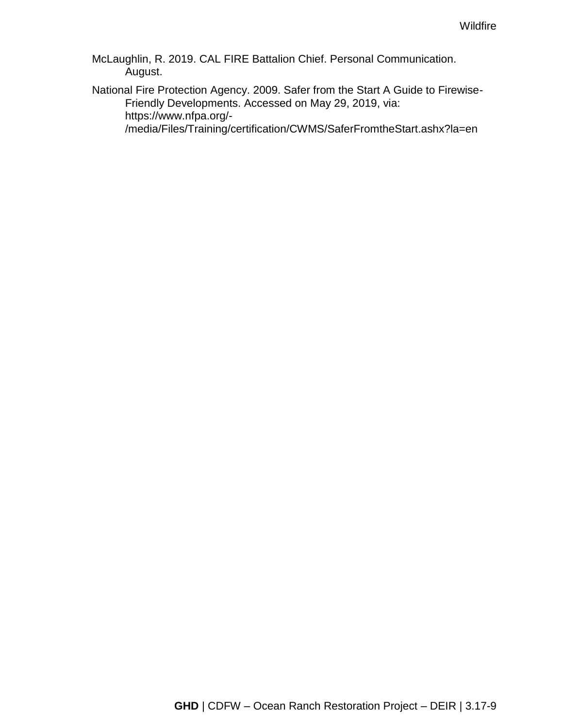McLaughlin, R. 2019. CAL FIRE Battalion Chief. Personal Communication. August.

National Fire Protection Agency. 2009. Safer from the Start A Guide to Firewise-Friendly Developments. Accessed on May 29, 2019, via: https://www.nfpa.org/-/media/Files/Training/certification/CWMS/SaferFromtheStart.ashx?la=en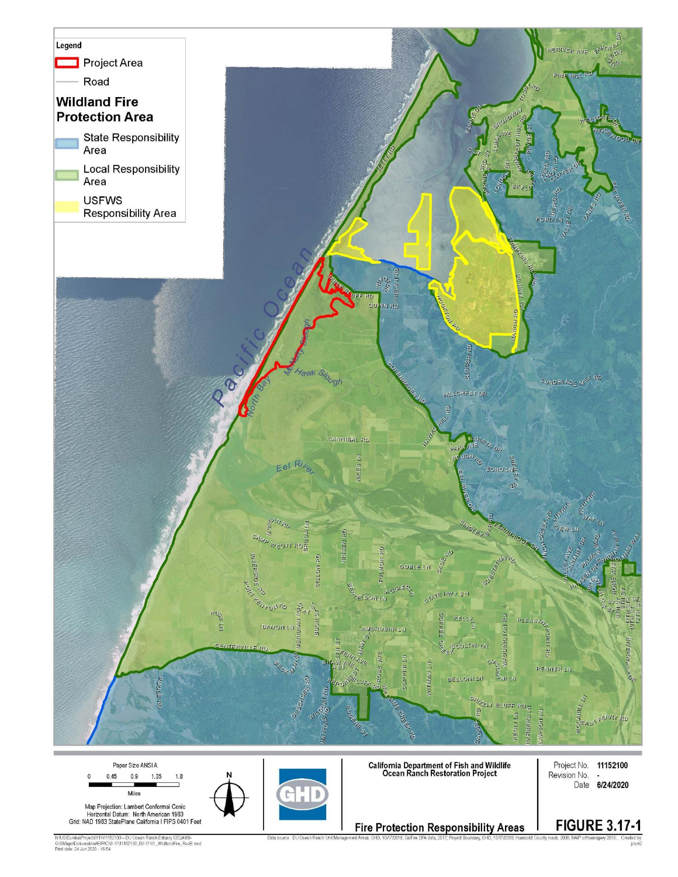Legend

Project Area

Road

**Wildland Fire Protection Area**

State Responsibility Area

Local Responsibility Area

USFWS Responsibility Area

Pacific Ocean

North Bay

McNulty Slough

Hawk Slough

Eel River

Paper Size ANSI A

0 0.45 0.9 1.35 1.8

Miles

Map Projection: Lambert Conformal Conic
Horizontal Datum: North American 1983
Grid: NAD 1983 StatePlane California I FIPS 0401 Feet

GHD

California Department of Fish and Wildlife
Ocean Ranch Restoration Project

Project No. 11152100
Revision No. -
Date 6/24/2020

**Fire Protection Responsibility Areas**

**FIGURE 3.17-1**

N:\US\Eureka\Projects\111\11152100 – DU Ocean Ranch Estuary CEQA\08-GIS\Maps\Deliverables\EIR\CH3-17\11152100_03-17-01_WildlandFire_RevB.mxd
Print date: 24 Jun 2020 - 16:54

Data source: DU Ocean Ranch Unit Management Areas, GHD, 10/17/2018; CalFire DPA data, 2017; Project Boundary, GHD, 10/17/2018; Humboldt County roads, 2008; NAIP orthoimagery 2016; . Created by: jclark2